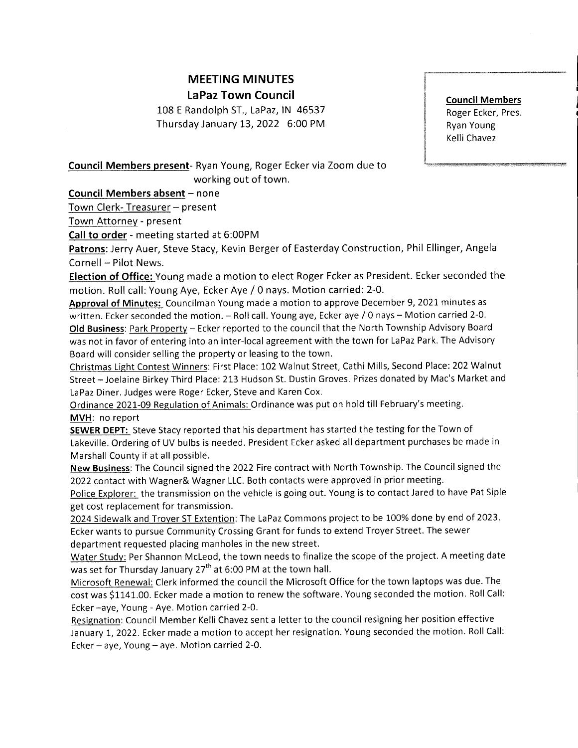# MEETING MINUTES

## LaPaz Town Council

108 E Randolph ST., LaPaz, IN 46537
Thursday January 13, 2022 6:00 PM

**Council Members**
Roger Ecker, Pres.
Ryan Young
Kelli Chavez

**Council Members present**- Ryan Young, Roger Ecker via Zoom due to working out of town.

**Council Members absent** – none

Town Clerk- Treasurer – present

Town Attorney - present

**Call to order** - meeting started at 6:00PM

**Patrons**: Jerry Auer, Steve Stacy, Kevin Berger of Easterday Construction, Phil Ellinger, Angela Cornell – Pilot News.

**Election of Office:** Young made a motion to elect Roger Ecker as President. Ecker seconded the motion. Roll call: Young Aye, Ecker Aye / 0 nays. Motion carried: 2-0.

**Approval of Minutes:** Councilman Young made a motion to approve December 9, 2021 minutes as written. Ecker seconded the motion. – Roll call. Young aye, Ecker aye / 0 nays – Motion carried 2-0.

**Old Business**: Park Property – Ecker reported to the council that the North Township Advisory Board was not in favor of entering into an inter-local agreement with the town for LaPaz Park. The Advisory Board will consider selling the property or leasing to the town.

Christmas Light Contest Winners: First Place: 102 Walnut Street, Cathi Mills, Second Place: 202 Walnut Street – Joelaine Birkey Third Place: 213 Hudson St. Dustin Groves. Prizes donated by Mac's Market and LaPaz Diner. Judges were Roger Ecker, Steve and Karen Cox.

Ordinance 2021-09 Regulation of Animals: Ordinance was put on hold till February's meeting.

**MVH**: no report

**SEWER DEPT:** Steve Stacy reported that his department has started the testing for the Town of Lakeville. Ordering of UV bulbs is needed. President Ecker asked all department purchases be made in Marshall County if at all possible.

**New Business**: The Council signed the 2022 Fire contract with North Township. The Council signed the 2022 contact with Wagner& Wagner LLC. Both contacts were approved in prior meeting.

Police Explorer: the transmission on the vehicle is going out. Young is to contact Jared to have Pat Siple get cost replacement for transmission.

2024 Sidewalk and Troyer ST Extention: The LaPaz Commons project to be 100% done by end of 2023. Ecker wants to pursue Community Crossing Grant for funds to extend Troyer Street. The sewer department requested placing manholes in the new street.

Water Study: Per Shannon McLeod, the town needs to finalize the scope of the project. A meeting date was set for Thursday January 27th at 6:00 PM at the town hall.

Microsoft Renewal: Clerk informed the council the Microsoft Office for the town laptops was due. The cost was $1141.00. Ecker made a motion to renew the software. Young seconded the motion. Roll Call: Ecker –aye, Young - Aye. Motion carried 2-0.

Resignation: Council Member Kelli Chavez sent a letter to the council resigning her position effective January 1, 2022. Ecker made a motion to accept her resignation. Young seconded the motion. Roll Call: Ecker – aye, Young – aye. Motion carried 2-0.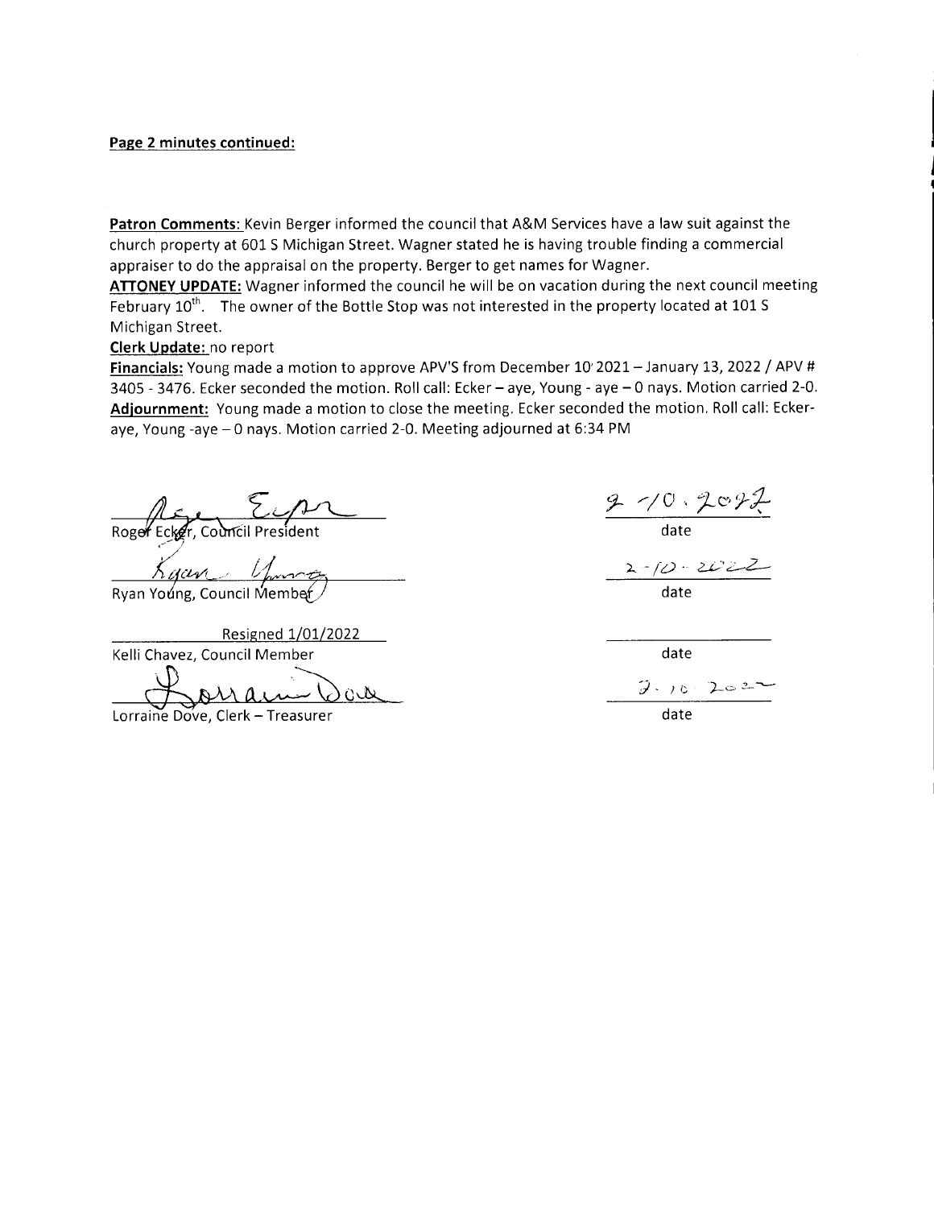**Page 2 minutes continued:**

**Patron Comments:** Kevin Berger informed the council that A&M Services have a law suit against the church property at 601 S Michigan Street. Wagner stated he is having trouble finding a commercial appraiser to do the appraisal on the property. Berger to get names for Wagner.

**ATTONEY UPDATE:** Wagner informed the council he will be on vacation during the next council meeting February 10th. The owner of the Bottle Stop was not interested in the property located at 101 S Michigan Street.

**Clerk Update:** no report

**Financials:** Young made a motion to approve APV'S from December 10 2021 – January 13, 2022 / APV # 3405 - 3476. Ecker seconded the motion. Roll call: Ecker – aye, Young - aye – 0 nays. Motion carried 2-0.

**Adjournment:** Young made a motion to close the meeting. Ecker seconded the motion. Roll call: Ecker-aye, Young -aye – 0 nays. Motion carried 2-0. Meeting adjourned at 6:34 PM

| | |
|---|---|
| Roger Ecker, Council President | 2-10-2022 |
| | date |
| Ryan Young, Council Member | 2-10-2022 |
| | date |
| Resigned 1/01/2022 | |
| Kelli Chavez, Council Member | date |
| Lorraine Dove, Clerk – Treasurer | 2-10-2022 |
| | date |